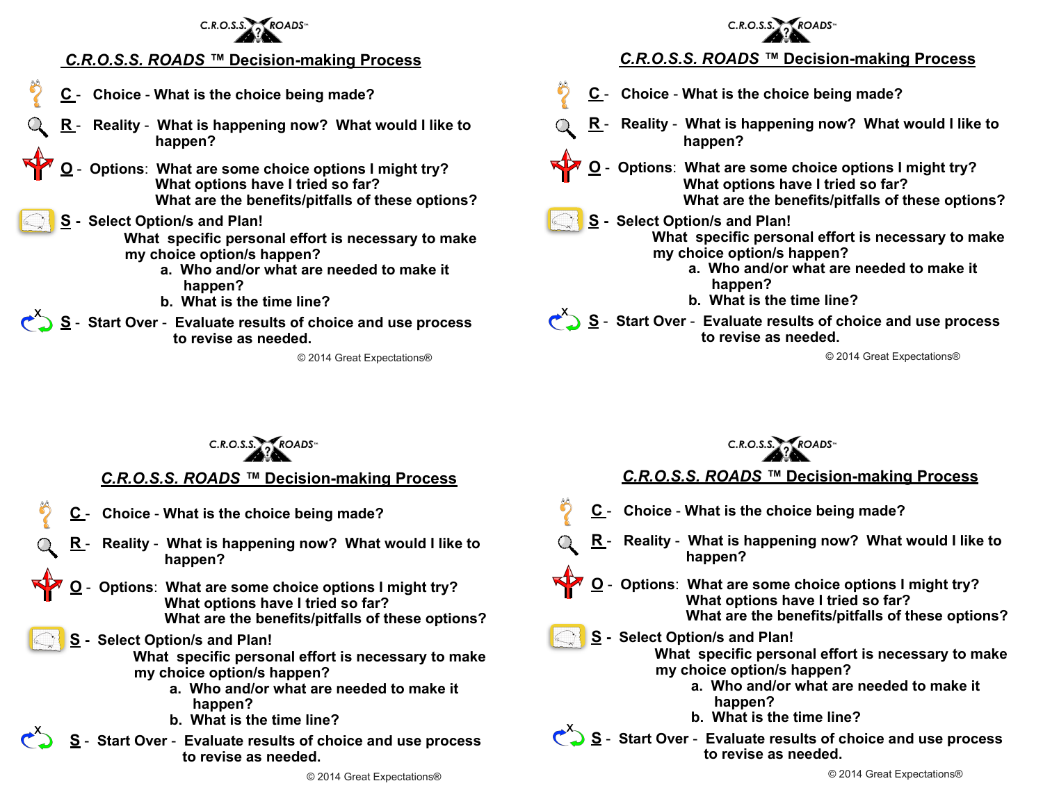C.R.O.S.S. ROADS™

## C.R.O.S.S. ROADS ™ Decision-making Process

**C** - **Choice** - What is the choice being made?

**R** - **Reality** - What is happening now? What would I like to happen?

**O** - **Options**: What are some choice options I might try?
What options have I tried so far?
What are the benefits/pitfalls of these options?

**S** - **Select Option/s and Plan!**
What specific personal effort is necessary to make my choice option/s happen?
a. Who and/or what are needed to make it happen?
b. What is the time line?

**S** - **Start Over** - Evaluate results of choice and use process to revise as needed.

© 2014 Great Expectations®

C.R.O.S.S. ROADS™

## C.R.O.S.S. ROADS ™ Decision-making Process

**C** - **Choice** - What is the choice being made?

**R** - **Reality** - What is happening now? What would I like to happen?

**O** - **Options**: What are some choice options I might try?
What options have I tried so far?
What are the benefits/pitfalls of these options?

**S** - **Select Option/s and Plan!**
What specific personal effort is necessary to make my choice option/s happen?
a. Who and/or what are needed to make it happen?
b. What is the time line?

**S** - **Start Over** - Evaluate results of choice and use process to revise as needed.

© 2014 Great Expectations®

C.R.O.S.S. ROADS™

## C.R.O.S.S. ROADS ™ Decision-making Process

**C** - **Choice** - What is the choice being made?

**R** - **Reality** - What is happening now? What would I like to happen?

**O** - **Options**: What are some choice options I might try?
What options have I tried so far?
What are the benefits/pitfalls of these options?

**S** - **Select Option/s and Plan!**
What specific personal effort is necessary to make my choice option/s happen?
a. Who and/or what are needed to make it happen?
b. What is the time line?

**S** - **Start Over** - Evaluate results of choice and use process to revise as needed.

© 2014 Great Expectations®

C.R.O.S.S. ROADS™

## C.R.O.S.S. ROADS ™ Decision-making Process

**C** - **Choice** - What is the choice being made?

**R** - **Reality** - What is happening now? What would I like to happen?

**O** - **Options**: What are some choice options I might try?
What options have I tried so far?
What are the benefits/pitfalls of these options?

**S** - **Select Option/s and Plan!**
What specific personal effort is necessary to make my choice option/s happen?
a. Who and/or what are needed to make it happen?
b. What is the time line?

**S** - **Start Over** - Evaluate results of choice and use process to revise as needed.

© 2014 Great Expectations®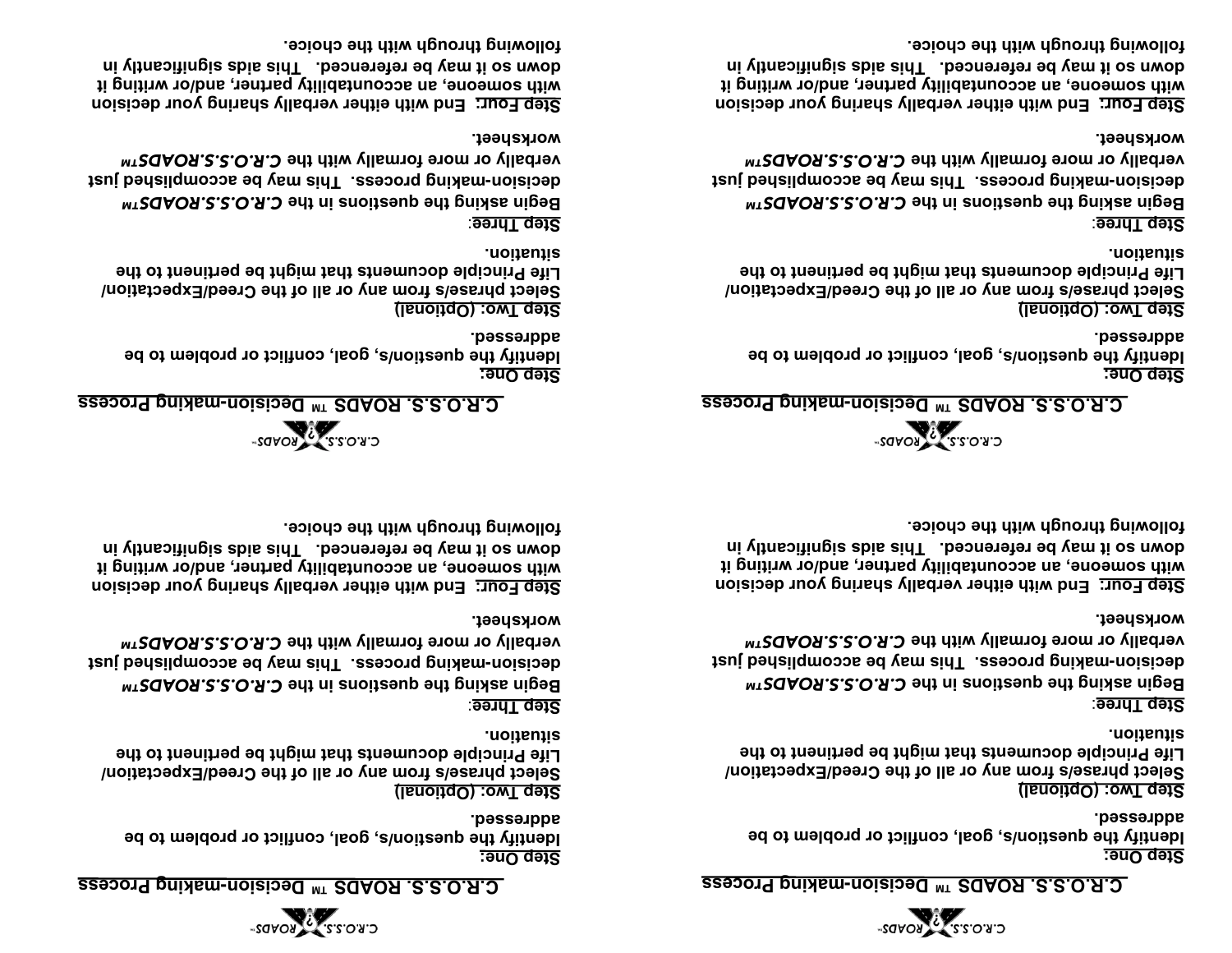C.R.O.S.S. ROADS™

## C.R.O.S.S. ROADS ™ Decision-making Process

**Step One:**
Identify the question/s, goal, conflict or problem to be addressed.

**Step Two: (Optional)**
Select phrase/s from any or all of the Creed/Expectation/Life Principle documents that might be pertinent to the situation.

**Step Three:**
Begin asking the questions in the ***C.R.O.S.S.ROADS™*** decision-making process. This may be accomplished just verbally or more formally with the ***C.R.O.S.S.ROADS™*** worksheet.

**Step Four:** End with either verbally sharing your decision with someone, an accountability partner, and/or writing it down so it may be referenced. This aids significantly in following through with the choice.

C.R.O.S.S. ROADS™

## C.R.O.S.S. ROADS ™ Decision-making Process

**Step One:**
Identify the question/s, goal, conflict or problem to be addressed.

**Step Two: (Optional)**
Select phrase/s from any or all of the Creed/Expectation/Life Principle documents that might be pertinent to the situation.

**Step Three:**
Begin asking the questions in the ***C.R.O.S.S.ROADS™*** decision-making process. This may be accomplished just verbally or more formally with the ***C.R.O.S.S.ROADS™*** worksheet.

**Step Four:** End with either verbally sharing your decision with someone, an accountability partner, and/or writing it down so it may be referenced. This aids significantly in following through with the choice.

C.R.O.S.S. ROADS™

## C.R.O.S.S. ROADS ™ Decision-making Process

**Step One:**
Identify the question/s, goal, conflict or problem to be addressed.

**Step Two: (Optional)**
Select phrase/s from any or all of the Creed/Expectation/Life Principle documents that might be pertinent to the situation.

**Step Three:**
Begin asking the questions in the ***C.R.O.S.S.ROADS™*** decision-making process. This may be accomplished just verbally or more formally with the ***C.R.O.S.S.ROADS™*** worksheet.

**Step Four:** End with either verbally sharing your decision with someone, an accountability partner, and/or writing it down so it may be referenced. This aids significantly in following through with the choice.

C.R.O.S.S. ROADS™

## C.R.O.S.S. ROADS ™ Decision-making Process

**Step One:**
Identify the question/s, goal, conflict or problem to be addressed.

**Step Two: (Optional)**
Select phrase/s from any or all of the Creed/Expectation/Life Principle documents that might be pertinent to the situation.

**Step Three:**
Begin asking the questions in the ***C.R.O.S.S.ROADS™*** decision-making process. This may be accomplished just verbally or more formally with the ***C.R.O.S.S.ROADS™*** worksheet.

**Step Four:** End with either verbally sharing your decision with someone, an accountability partner, and/or writing it down so it may be referenced. This aids significantly in following through with the choice.